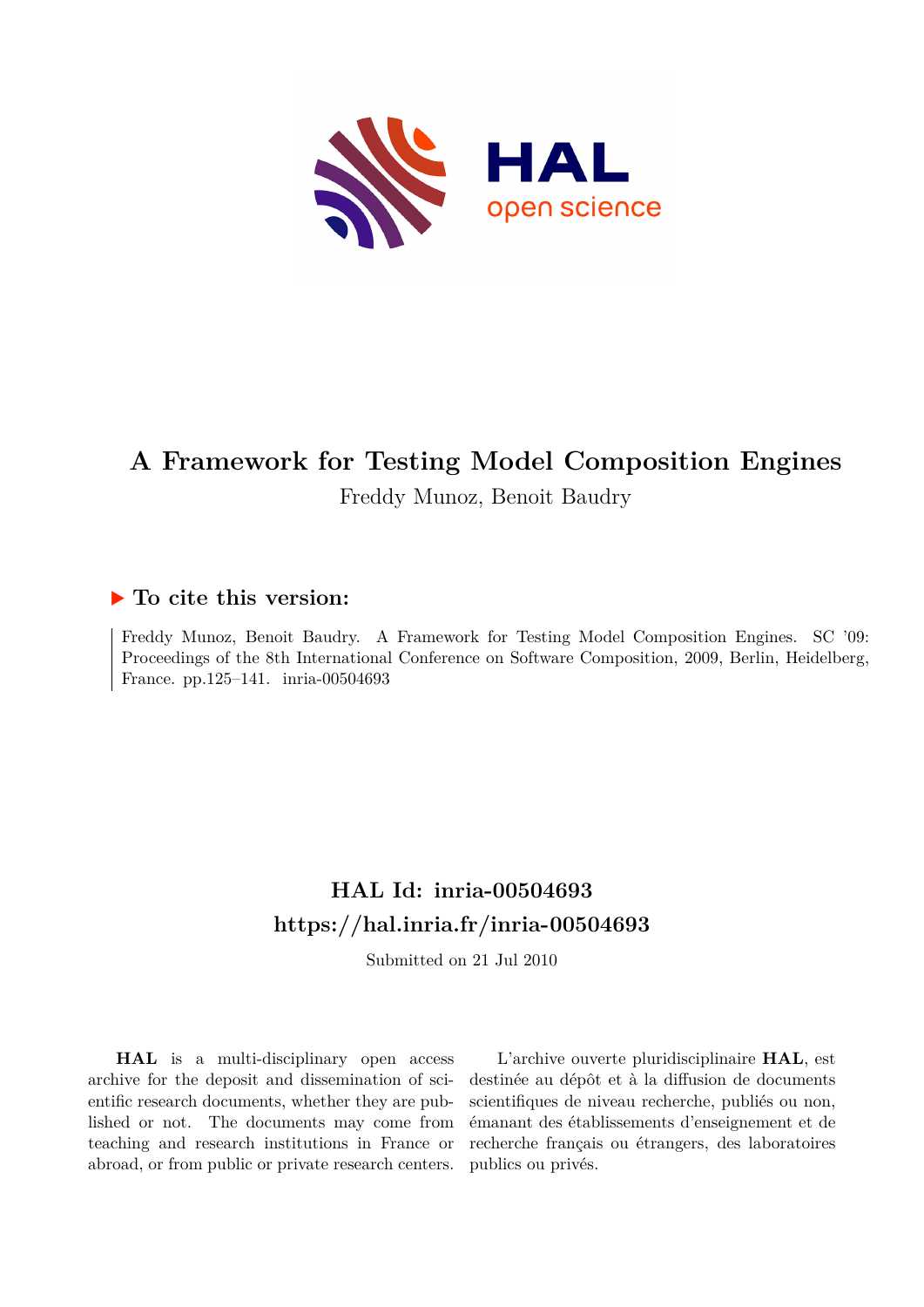# A Framework for Testing Model Composition Engines

Freddy Munoz, Benoit Baudry

## ▶ To cite this version:

Freddy Munoz, Benoit Baudry. A Framework for Testing Model Composition Engines. SC '09: Proceedings of the 8th International Conference on Software Composition, 2009, Berlin, Heidelberg, France. pp.125–141. inria-00504693

## HAL Id: inria-00504693
## https://hal.inria.fr/inria-00504693

Submitted on 21 Jul 2010

**HAL** is a multi-disciplinary open access archive for the deposit and dissemination of scientific research documents, whether they are published or not. The documents may come from teaching and research institutions in France or abroad, or from public or private research centers.

L'archive ouverte pluridisciplinaire **HAL**, est destinée au dépôt et à la diffusion de documents scientifiques de niveau recherche, publiés ou non, émanant des établissements d'enseignement et de recherche français ou étrangers, des laboratoires publics ou privés.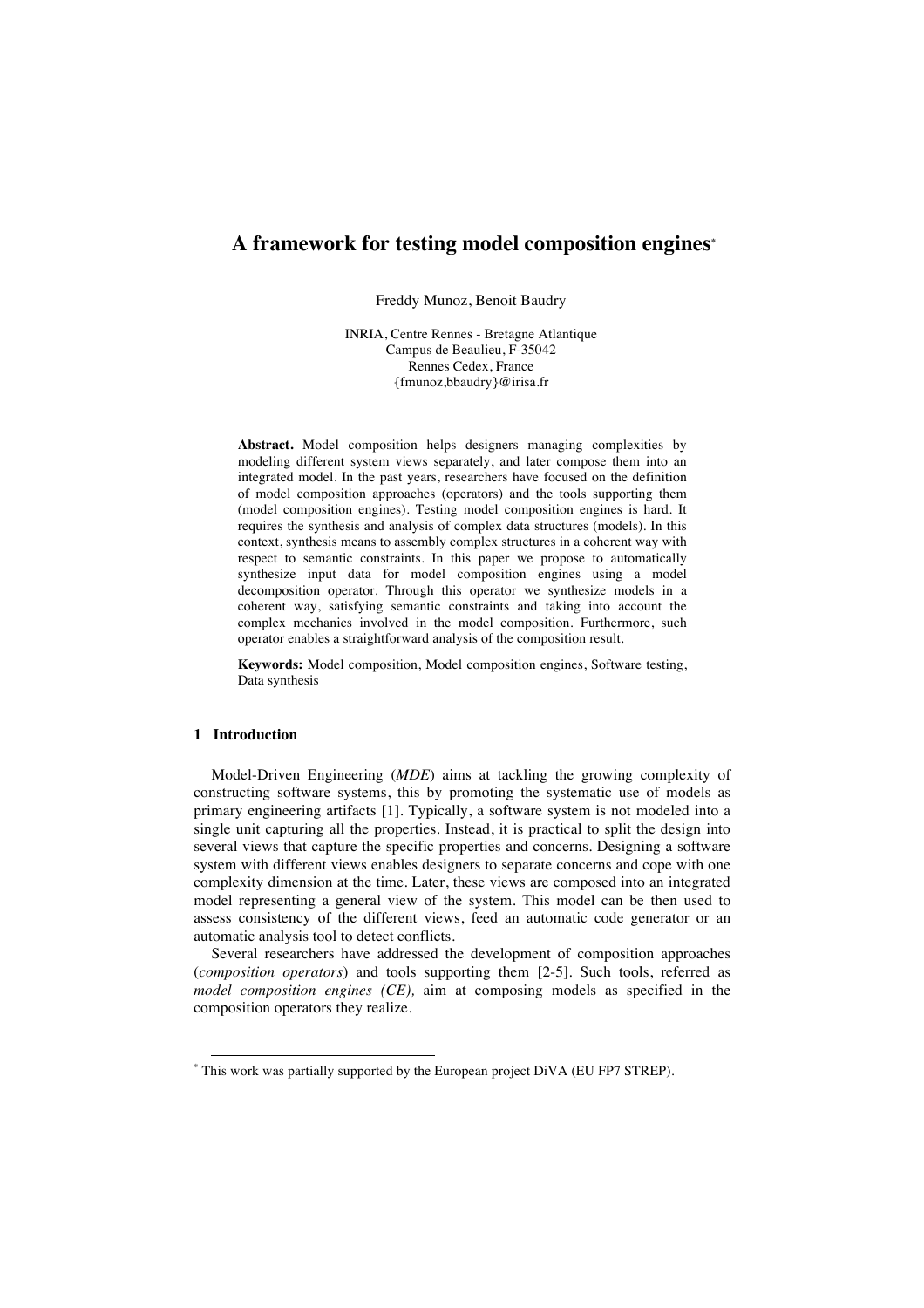# A framework for testing model composition engines[*]

Freddy Munoz, Benoit Baudry

INRIA, Centre Rennes - Bretagne Atlantique
Campus de Beaulieu, F-35042
Rennes Cedex, France
{fmunoz,bbaudry}@irisa.fr

**Abstract.** Model composition helps designers managing complexities by modeling different system views separately, and later compose them into an integrated model. In the past years, researchers have focused on the definition of model composition approaches (operators) and the tools supporting them (model composition engines). Testing model composition engines is hard. It requires the synthesis and analysis of complex data structures (models). In this context, synthesis means to assembly complex structures in a coherent way with respect to semantic constraints. In this paper we propose to automatically synthesize input data for model composition engines using a model decomposition operator. Through this operator we synthesize models in a coherent way, satisfying semantic constraints and taking into account the complex mechanics involved in the model composition. Furthermore, such operator enables a straightforward analysis of the composition result.

**Keywords:** Model composition, Model composition engines, Software testing, Data synthesis

## 1 Introduction

Model-Driven Engineering (*MDE*) aims at tackling the growing complexity of constructing software systems, this by promoting the systematic use of models as primary engineering artifacts [1]. Typically, a software system is not modeled into a single unit capturing all the properties. Instead, it is practical to split the design into several views that capture the specific properties and concerns. Designing a software system with different views enables designers to separate concerns and cope with one complexity dimension at the time. Later, these views are composed into an integrated model representing a general view of the system. This model can be then used to assess consistency of the different views, feed an automatic code generator or an automatic analysis tool to detect conflicts.

Several researchers have addressed the development of composition approaches (*composition operators*) and tools supporting them [2-5]. Such tools, referred as *model composition engines (CE),* aim at composing models as specified in the composition operators they realize.

[*] This work was partially supported by the European project DiVA (EU FP7 STREP).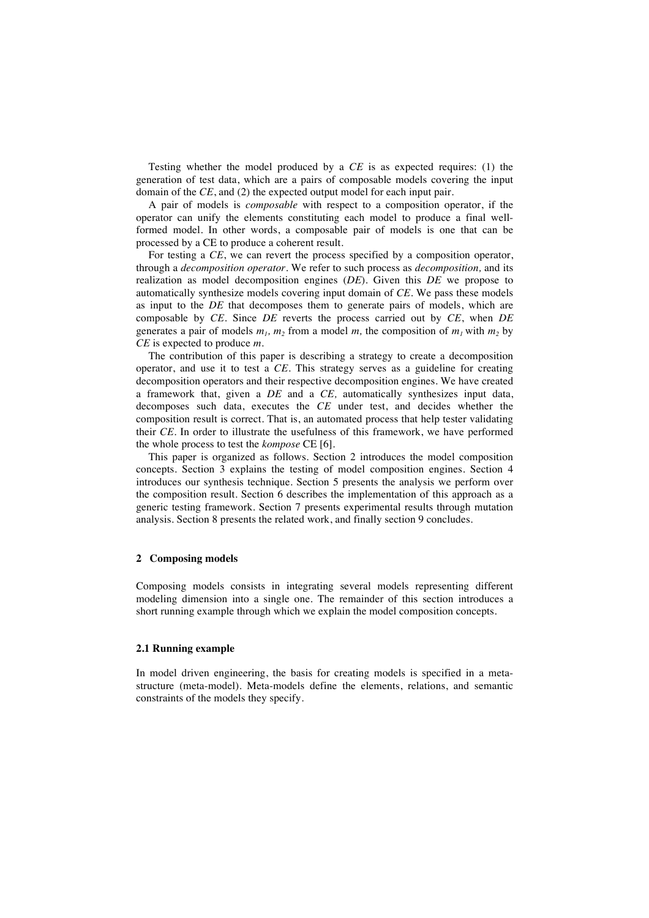Testing whether the model produced by a *CE* is as expected requires: (1) the generation of test data, which are a pairs of composable models covering the input domain of the *CE*, and (2) the expected output model for each input pair.

A pair of models is *composable* with respect to a composition operator, if the operator can unify the elements constituting each model to produce a final well-formed model. In other words, a composable pair of models is one that can be processed by a CE to produce a coherent result.

For testing a *CE*, we can revert the process specified by a composition operator, through a *decomposition operator*. We refer to such process as *decomposition,* and its realization as model decomposition engines (*DE*). Given this *DE* we propose to automatically synthesize models covering input domain of *CE*. We pass these models as input to the *DE* that decomposes them to generate pairs of models, which are composable by *CE*. Since *DE* reverts the process carried out by *CE*, when *DE* generates a pair of models $m_1$, $m_2$ from a model $m$, the composition of $m_1$ with $m_2$ by *CE* is expected to produce $m$.

The contribution of this paper is describing a strategy to create a decomposition operator, and use it to test a *CE*. This strategy serves as a guideline for creating decomposition operators and their respective decomposition engines. We have created a framework that, given a *DE* and a *CE,* automatically synthesizes input data, decomposes such data, executes the *CE* under test, and decides whether the composition result is correct. That is, an automated process that help tester validating their *CE*. In order to illustrate the usefulness of this framework, we have performed the whole process to test the *kompose* CE [6].

This paper is organized as follows. Section 2 introduces the model composition concepts. Section 3 explains the testing of model composition engines. Section 4 introduces our synthesis technique. Section 5 presents the analysis we perform over the composition result. Section 6 describes the implementation of this approach as a generic testing framework. Section 7 presents experimental results through mutation analysis. Section 8 presents the related work, and finally section 9 concludes.

## 2 Composing models

Composing models consists in integrating several models representing different modeling dimension into a single one. The remainder of this section introduces a short running example through which we explain the model composition concepts.

### 2.1 Running example

In model driven engineering, the basis for creating models is specified in a meta-structure (meta-model). Meta-models define the elements, relations, and semantic constraints of the models they specify.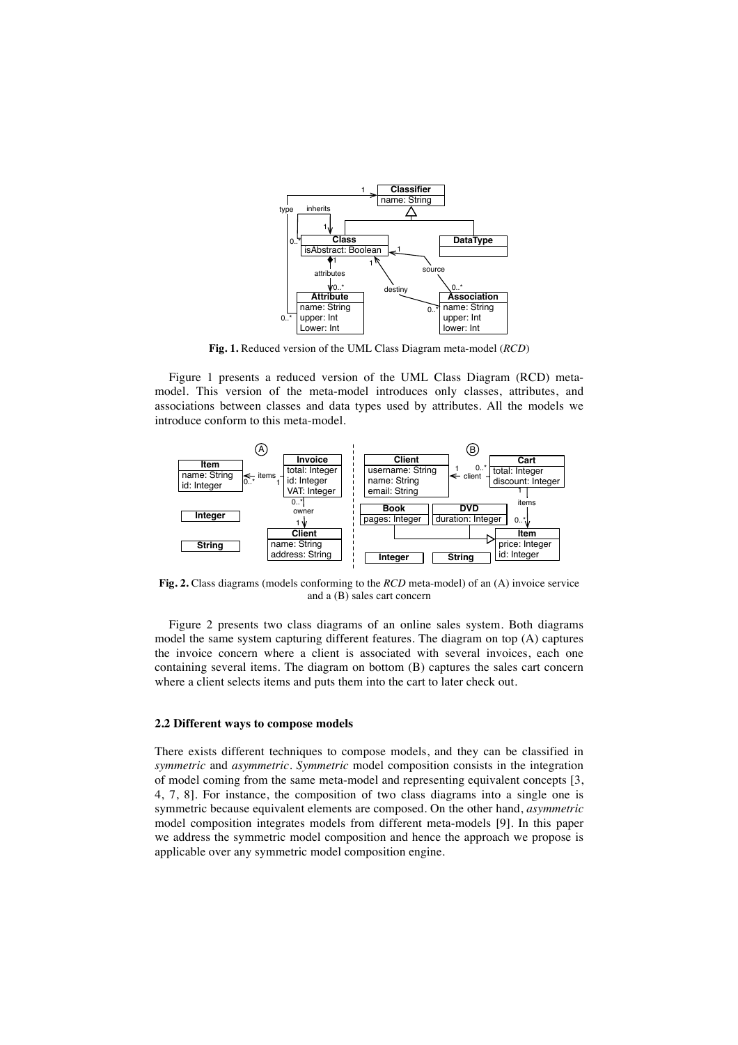**Fig. 1.** Reduced version of the UML Class Diagram meta-model (*RCD*)

Figure 1 presents a reduced version of the UML Class Diagram (RCD) meta-model. This version of the meta-model introduces only classes, attributes, and associations between classes and data types used by attributes. All the models we introduce conform to this meta-model.

**Fig. 2.** Class diagrams (models conforming to the *RCD* meta-model) of an (A) invoice service and a (B) sales cart concern

Figure 2 presents two class diagrams of an online sales system. Both diagrams model the same system capturing different features. The diagram on top (A) captures the invoice concern where a client is associated with several invoices, each one containing several items. The diagram on bottom (B) captures the sales cart concern where a client selects items and puts them into the cart to later check out.

### 2.2 Different ways to compose models

There exists different techniques to compose models, and they can be classified in *symmetric* and *asymmetric*. *Symmetric* model composition consists in the integration of model coming from the same meta-model and representing equivalent concepts [3, 4, 7, 8]. For instance, the composition of two class diagrams into a single one is symmetric because equivalent elements are composed. On the other hand, *asymmetric* model composition integrates models from different meta-models [9]. In this paper we address the symmetric model composition and hence the approach we propose is applicable over any symmetric model composition engine.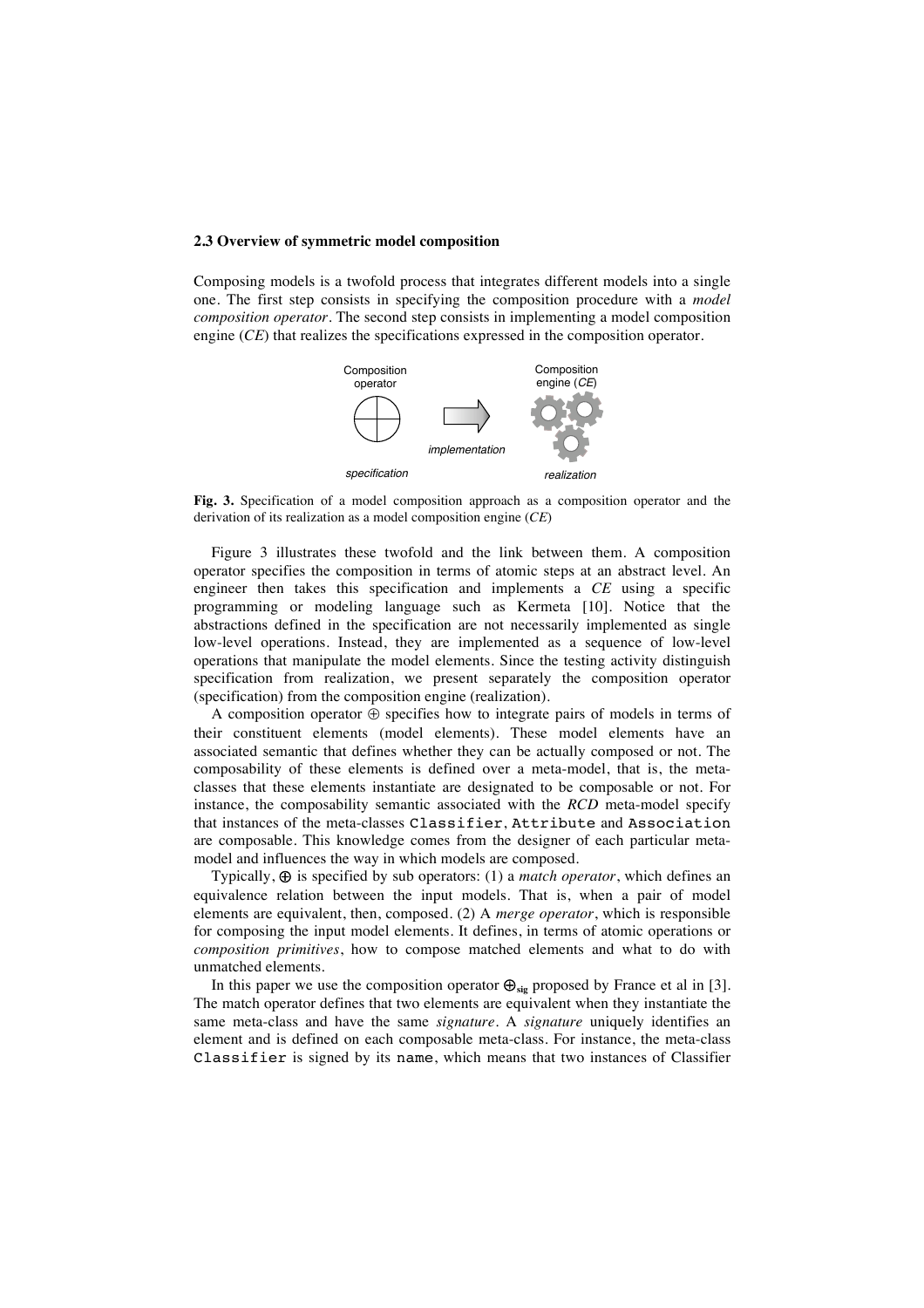### 2.3 Overview of symmetric model composition

Composing models is a twofold process that integrates different models into a single one. The first step consists in specifying the composition procedure with a *model composition operator*. The second step consists in implementing a model composition engine (*CE*) that realizes the specifications expressed in the composition operator.

**Fig. 3.** Specification of a model composition approach as a composition operator and the derivation of its realization as a model composition engine (*CE*)

Figure 3 illustrates these twofold and the link between them. A composition operator specifies the composition in terms of atomic steps at an abstract level. An engineer then takes this specification and implements a *CE* using a specific programming or modeling language such as Kermeta [10]. Notice that the abstractions defined in the specification are not necessarily implemented as single low-level operations. Instead, they are implemented as a sequence of low-level operations that manipulate the model elements. Since the testing activity distinguish specification from realization, we present separately the composition operator (specification) from the composition engine (realization).

A composition operator $\oplus$ specifies how to integrate pairs of models in terms of their constituent elements (model elements). These model elements have an associated semantic that defines whether they can be actually composed or not. The composability of these elements is defined over a meta-model, that is, the meta-classes that these elements instantiate are designated to be composable or not. For instance, the composability semantic associated with the *RCD* meta-model specify that instances of the meta-classes `Classifier`, `Attribute` and `Association` are composable. This knowledge comes from the designer of each particular meta-model and influences the way in which models are composed.

Typically, $\oplus$ is specified by sub operators: (1) a *match operator*, which defines an equivalence relation between the input models. That is, when a pair of model elements are equivalent, then, composed. (2) A *merge operator*, which is responsible for composing the input model elements. It defines, in terms of atomic operations or *composition primitives*, how to compose matched elements and what to do with unmatched elements.

In this paper we use the composition operator $\oplus_{sig}$ proposed by France et al in [3]. The match operator defines that two elements are equivalent when they instantiate the same meta-class and have the same *signature*. A *signature* uniquely identifies an element and is defined on each composable meta-class. For instance, the meta-class `Classifier` is signed by its `name`, which means that two instances of Classifier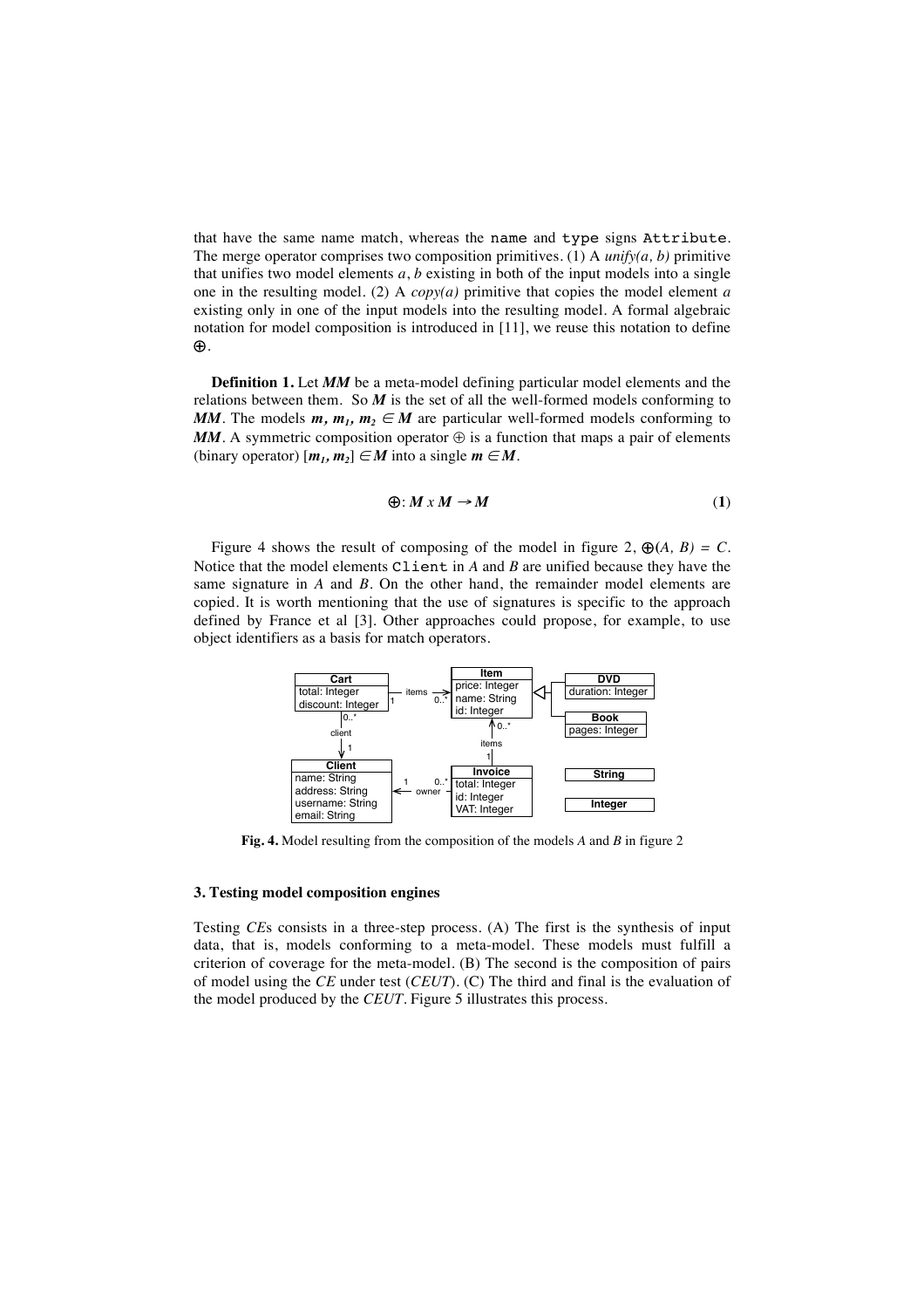that have the same name match, whereas the `name` and `type` signs `Attribute`. The merge operator comprises two composition primitives. (1) A *unify(a, b)* primitive that unifies two model elements *a*, *b* existing in both of the input models into a single one in the resulting model. (2) A *copy(a)* primitive that copies the model element *a* existing only in one of the input models into the resulting model. A formal algebraic notation for model composition is introduced in [11], we reuse this notation to define ⊕.

**Definition 1.** Let ***MM*** be a meta-model defining particular model elements and the relations between them. So ***M*** is the set of all the well-formed models conforming to ***MM***. The models $\boldsymbol{m}, \boldsymbol{m_1}, \boldsymbol{m_2} \in \boldsymbol{M}$ are particular well-formed models conforming to ***MM***. A symmetric composition operator ⊕ is a function that maps a pair of elements (binary operator) $[\boldsymbol{m_1}, \boldsymbol{m_2}] \in \boldsymbol{M}$ into a single $\boldsymbol{m} \in \boldsymbol{M}$.

$$\oplus : \boldsymbol{M} \times \boldsymbol{M} \rightarrow \boldsymbol{M} \qquad \textbf{(1)}$$

Figure 4 shows the result of composing of the model in figure 2, $\oplus(A, B) = C$. Notice that the model elements `Client` in *A* and *B* are unified because they have the same signature in *A* and *B*. On the other hand, the remainder model elements are copied. It is worth mentioning that the use of signatures is specific to the approach defined by France et al [3]. Other approaches could propose, for example, to use object identifiers as a basis for match operators.

**Fig. 4.** Model resulting from the composition of the models *A* and *B* in figure 2

## 3. Testing model composition engines

Testing *CE*s consists in a three-step process. (A) The first is the synthesis of input data, that is, models conforming to a meta-model. These models must fulfill a criterion of coverage for the meta-model. (B) The second is the composition of pairs of model using the *CE* under test (*CEUT*). (C) The third and final is the evaluation of the model produced by the *CEUT*. Figure 5 illustrates this process.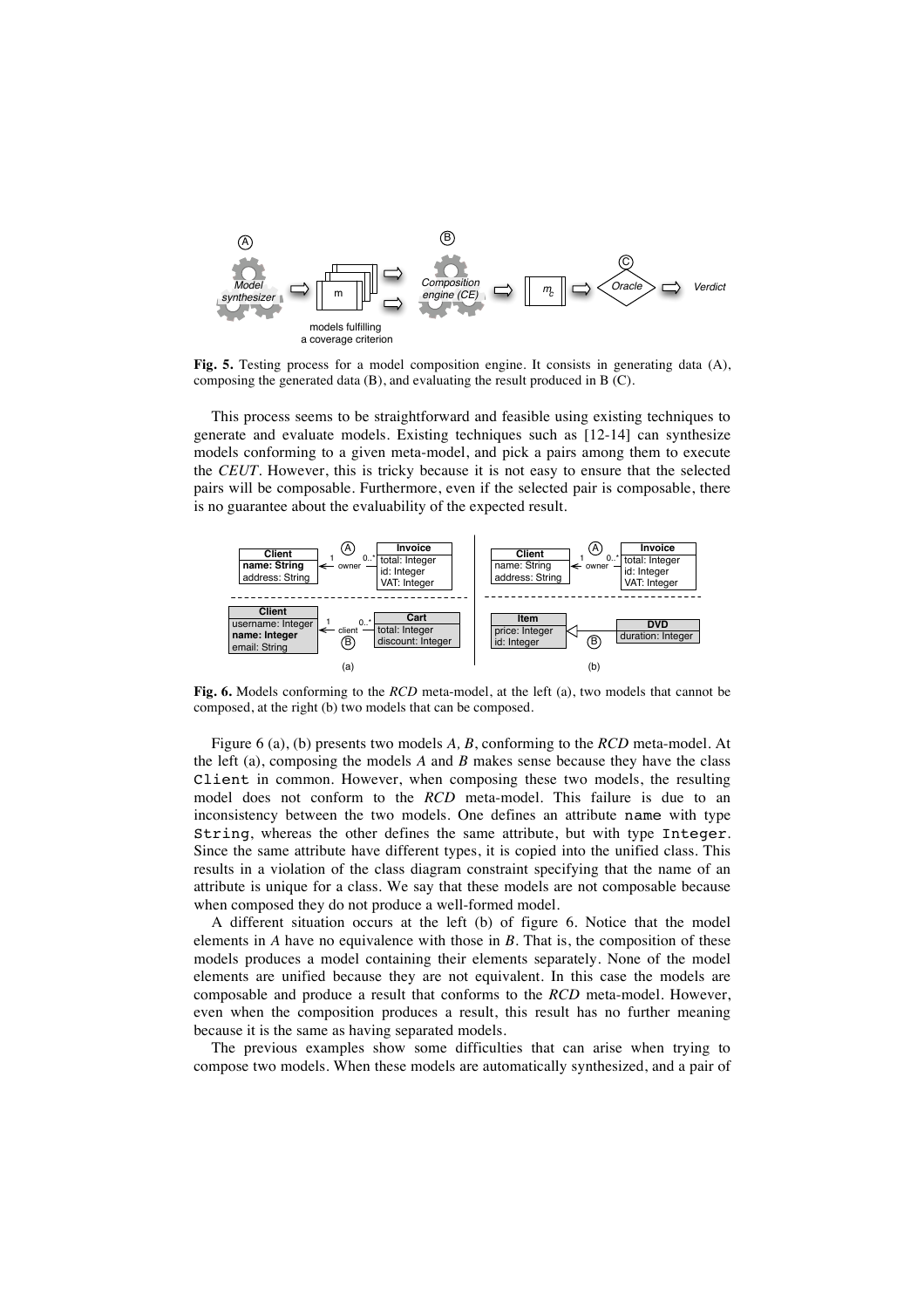A Model synthesizer

m

models fulfilling a coverage criterion

B Composition engine (CE)

$m_c$

C Oracle

Verdict

**Fig. 5.** Testing process for a model composition engine. It consists in generating data (A), composing the generated data (B), and evaluating the result produced in B (C).

This process seems to be straightforward and feasible using existing techniques to generate and evaluate models. Existing techniques such as [12-14] can synthesize models conforming to a given meta-model, and pick a pairs among them to execute the *CEUT*. However, this is tricky because it is not easy to ensure that the selected pairs will be composable. Furthermore, even if the selected pair is composable, there is no guarantee about the evaluability of the expected result.

(a)

A: Client (**name: String**, address: String) 1 — owner — 0..* Invoice (total: Integer, id: Integer, VAT: Integer)

B: Client (username: Integer, **name: Integer**, email: String) 1 — client — 0..* Cart (total: Integer, discount: Integer)

(b)

A: Client (name: String, address: String) 1 — owner — 0..* Invoice (total: Integer, id: Integer, VAT: Integer)

B: Item (price: Integer, id: Integer) ◁— DVD (duration: Integer)

**Fig. 6.** Models conforming to the *RCD* meta-model, at the left (a), two models that cannot be composed, at the right (b) two models that can be composed.

Figure 6 (a), (b) presents two models *A, B*, conforming to the *RCD* meta-model. At the left (a), composing the models *A* and *B* makes sense because they have the class `Client` in common. However, when composing these two models, the resulting model does not conform to the *RCD* meta-model. This failure is due to an inconsistency between the two models. One defines an attribute `name` with type `String`, whereas the other defines the same attribute, but with type `Integer`. Since the same attribute have different types, it is copied into the unified class. This results in a violation of the class diagram constraint specifying that the name of an attribute is unique for a class. We say that these models are not composable because when composed they do not produce a well-formed model.

A different situation occurs at the left (b) of figure 6. Notice that the model elements in *A* have no equivalence with those in *B*. That is, the composition of these models produces a model containing their elements separately. None of the model elements are unified because they are not equivalent. In this case the models are composable and produce a result that conforms to the *RCD* meta-model. However, even when the composition produces a result, this result has no further meaning because it is the same as having separated models.

The previous examples show some difficulties that can arise when trying to compose two models. When these models are automatically synthesized, and a pair of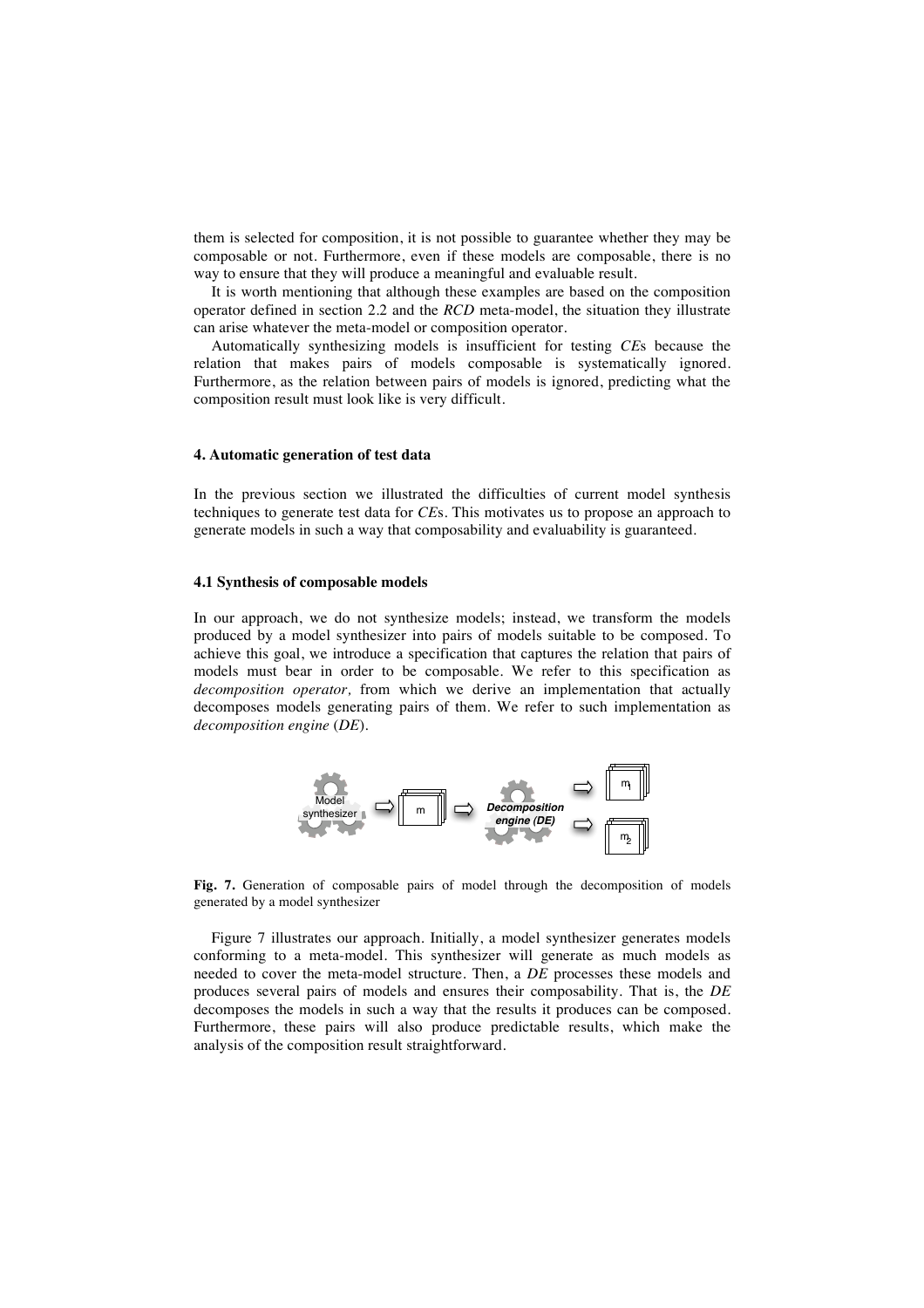them is selected for composition, it is not possible to guarantee whether they may be composable or not. Furthermore, even if these models are composable, there is no way to ensure that they will produce a meaningful and evaluable result.

It is worth mentioning that although these examples are based on the composition operator defined in section 2.2 and the *RCD* meta-model, the situation they illustrate can arise whatever the meta-model or composition operator.

Automatically synthesizing models is insufficient for testing *CE*s because the relation that makes pairs of models composable is systematically ignored. Furthermore, as the relation between pairs of models is ignored, predicting what the composition result must look like is very difficult.

## 4. Automatic generation of test data

In the previous section we illustrated the difficulties of current model synthesis techniques to generate test data for *CE*s. This motivates us to propose an approach to generate models in such a way that composability and evaluability is guaranteed.

### 4.1 Synthesis of composable models

In our approach, we do not synthesize models; instead, we transform the models produced by a model synthesizer into pairs of models suitable to be composed. To achieve this goal, we introduce a specification that captures the relation that pairs of models must bear in order to be composable. We refer to this specification as *decomposition operator,* from which we derive an implementation that actually decomposes models generating pairs of them. We refer to such implementation as *decomposition engine* (*DE*).

**Fig. 7.** Generation of composable pairs of model through the decomposition of models generated by a model synthesizer

Figure 7 illustrates our approach. Initially, a model synthesizer generates models conforming to a meta-model. This synthesizer will generate as much models as needed to cover the meta-model structure. Then, a *DE* processes these models and produces several pairs of models and ensures their composability. That is, the *DE* decomposes the models in such a way that the results it produces can be composed. Furthermore, these pairs will also produce predictable results, which make the analysis of the composition result straightforward.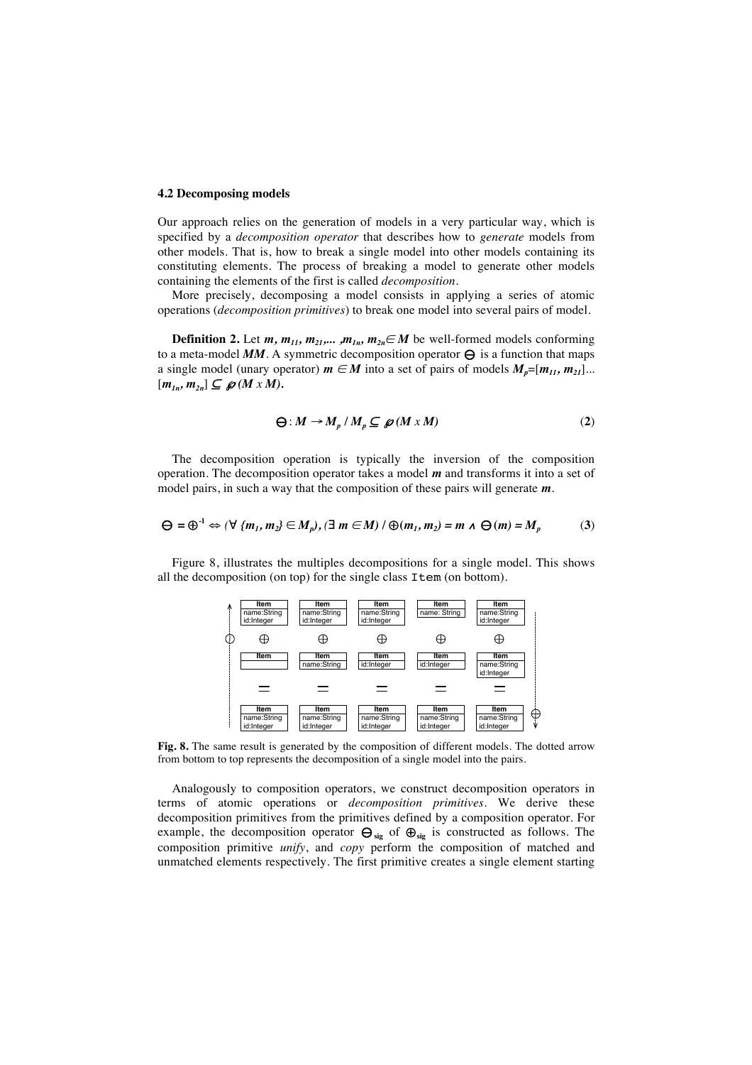### 4.2 Decomposing models

Our approach relies on the generation of models in a very particular way, which is specified by a *decomposition operator* that describes how to *generate* models from other models. That is, how to break a single model into other models containing its constituting elements. The process of breaking a model to generate other models containing the elements of the first is called *decomposition*.

More precisely, decomposing a model consists in applying a series of atomic operations (*decomposition primitives*) to break one model into several pairs of model.

**Definition 2.** Let $m, m_{11}, m_{21}, \ldots, m_{1n}, m_{2n} \in M$ be well-formed models conforming to a meta-model $MM$. A symmetric decomposition operator $\ominus$ is a function that maps a single model (unary operator) $m \in M$ into a set of pairs of models $M_p = [m_{11}, m_{21}] \ldots [m_{1n}, m_{2n}] \subseteq \wp(M \times M)$.

$$\ominus : M \rightarrow M_p \,/\, M_p \subseteq \wp(M \times M) \qquad (2)$$

The decomposition operation is typically the inversion of the composition operation. The decomposition operator takes a model $m$ and transforms it into a set of model pairs, in such a way that the composition of these pairs will generate $m$.

$$\ominus = \oplus^{-1} \Leftrightarrow (\forall \{m_1, m_2\} \in M_p), (\exists\, m \in M) \,/\, \oplus(m_1, m_2) = m \wedge \ominus(m) = M_p \qquad (3)$$

Figure 8, illustrates the multiples decompositions for a single model. This shows all the decomposition (on top) for the single class `Item` (on bottom).

**Fig. 8.** The same result is generated by the composition of different models. The dotted arrow from bottom to top represents the decomposition of a single model into the pairs.

Analogously to composition operators, we construct decomposition operators in terms of atomic operations or *decomposition primitives*. We derive these decomposition primitives from the primitives defined by a composition operator. For example, the decomposition operator $\ominus_{sig}$ of $\oplus_{sig}$ is constructed as follows. The composition primitive *unify*, and *copy* perform the composition of matched and unmatched elements respectively. The first primitive creates a single element starting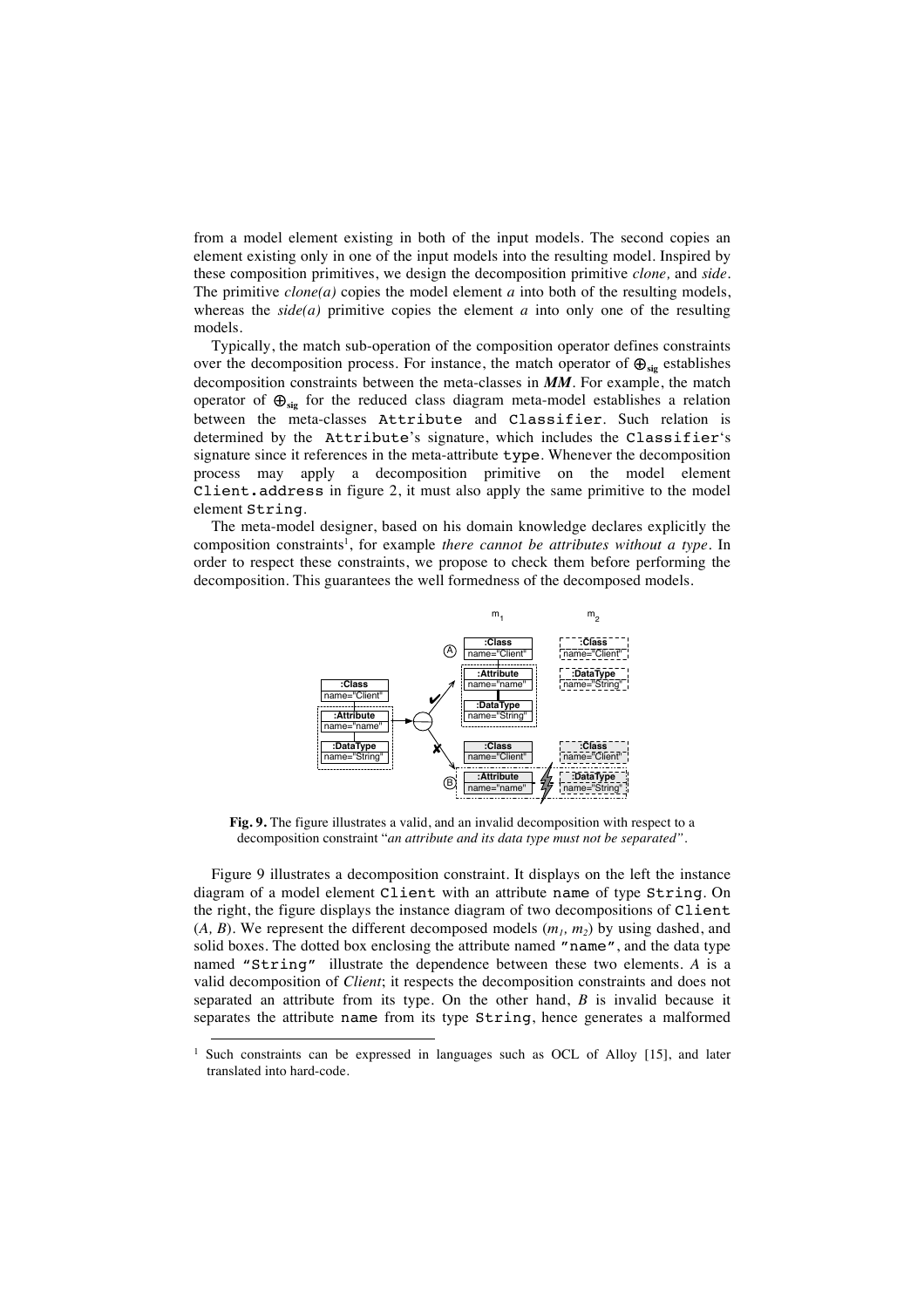from a model element existing in both of the input models. The second copies an element existing only in one of the input models into the resulting model. Inspired by these composition primitives, we design the decomposition primitive *clone,* and *side*. The primitive *clone(a)* copies the model element *a* into both of the resulting models, whereas the *side(a)* primitive copies the element *a* into only one of the resulting models.

Typically, the match sub-operation of the composition operator defines constraints over the decomposition process. For instance, the match operator of $\oplus_{sig}$ establishes decomposition constraints between the meta-classes in ***MM***. For example, the match operator of $\oplus_{sig}$ for the reduced class diagram meta-model establishes a relation between the meta-classes `Attribute` and `Classifier`. Such relation is determined by the `Attribute`'s signature, which includes the `Classifier`'s signature since it references in the meta-attribute `type`. Whenever the decomposition process may apply a decomposition primitive on the model element `Client.address` in figure 2, it must also apply the same primitive to the model element `String`.

The meta-model designer, based on his domain knowledge declares explicitly the composition constraints[1], for example *there cannot be attributes without a type*. In order to respect these constraints, we propose to check them before performing the decomposition. This guarantees the well formedness of the decomposed models.

**Fig. 9.** The figure illustrates a valid, and an invalid decomposition with respect to a decomposition constraint "*an attribute and its data type must not be separated"*.

Figure 9 illustrates a decomposition constraint. It displays on the left the instance diagram of a model element `Client` with an attribute `name` of type `String`. On the right, the figure displays the instance diagram of two decompositions of `Client` (*A, B*). We represent the different decomposed models ($m_1$, $m_2$) by using dashed, and solid boxes. The dotted box enclosing the attribute named `"name"`, and the data type named `"String"` illustrate the dependence between these two elements. *A* is a valid decomposition of *Client*; it respects the decomposition constraints and does not separated an attribute from its type. On the other hand, *B* is invalid because it separates the attribute `name` from its type `String`, hence generates a malformed

[1] Such constraints can be expressed in languages such as OCL of Alloy [15], and later translated into hard-code.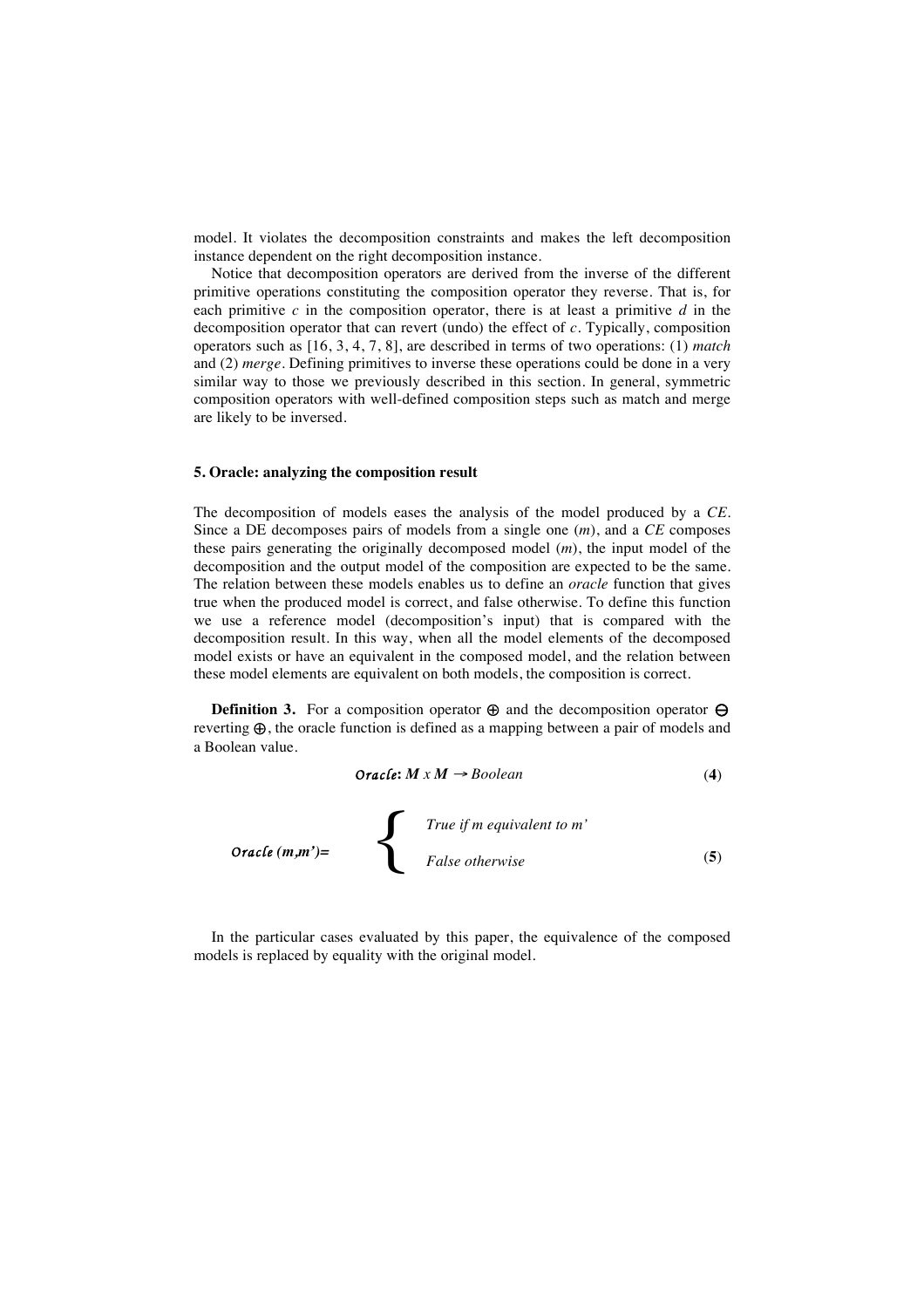model. It violates the decomposition constraints and makes the left decomposition instance dependent on the right decomposition instance.

Notice that decomposition operators are derived from the inverse of the different primitive operations constituting the composition operator they reverse. That is, for each primitive *c* in the composition operator, there is at least a primitive *d* in the decomposition operator that can revert (undo) the effect of *c*. Typically, composition operators such as [16, 3, 4, 7, 8], are described in terms of two operations: (1) *match* and (2) *merge*. Defining primitives to inverse these operations could be done in a very similar way to those we previously described in this section. In general, symmetric composition operators with well-defined composition steps such as match and merge are likely to be inversed.

### 5. Oracle: analyzing the composition result

The decomposition of models eases the analysis of the model produced by a *CE*. Since a DE decomposes pairs of models from a single one (*m*), and a *CE* composes these pairs generating the originally decomposed model (*m*), the input model of the decomposition and the output model of the composition are expected to be the same. The relation between these models enables us to define an *oracle* function that gives true when the produced model is correct, and false otherwise. To define this function we use a reference model (decomposition's input) that is compared with the decomposition result. In this way, when all the model elements of the decomposed model exists or have an equivalent in the composed model, and the relation between these model elements are equivalent on both models, the composition is correct.

**Definition 3.** For a composition operator $\oplus$ and the decomposition operator $\ominus$ reverting $\oplus$, the oracle function is defined as a mapping between a pair of models and a Boolean value.

$$\mathit{Oracle}\colon \boldsymbol{M} \times \boldsymbol{M} \rightarrow \mathit{Boolean} \tag{4}$$

$$\mathit{Oracle}\,(m,m') = \begin{cases} \textit{True if } m \textit{ equivalent to } m' \\ \textit{False otherwise} \end{cases} \tag{5}$$

In the particular cases evaluated by this paper, the equivalence of the composed models is replaced by equality with the original model.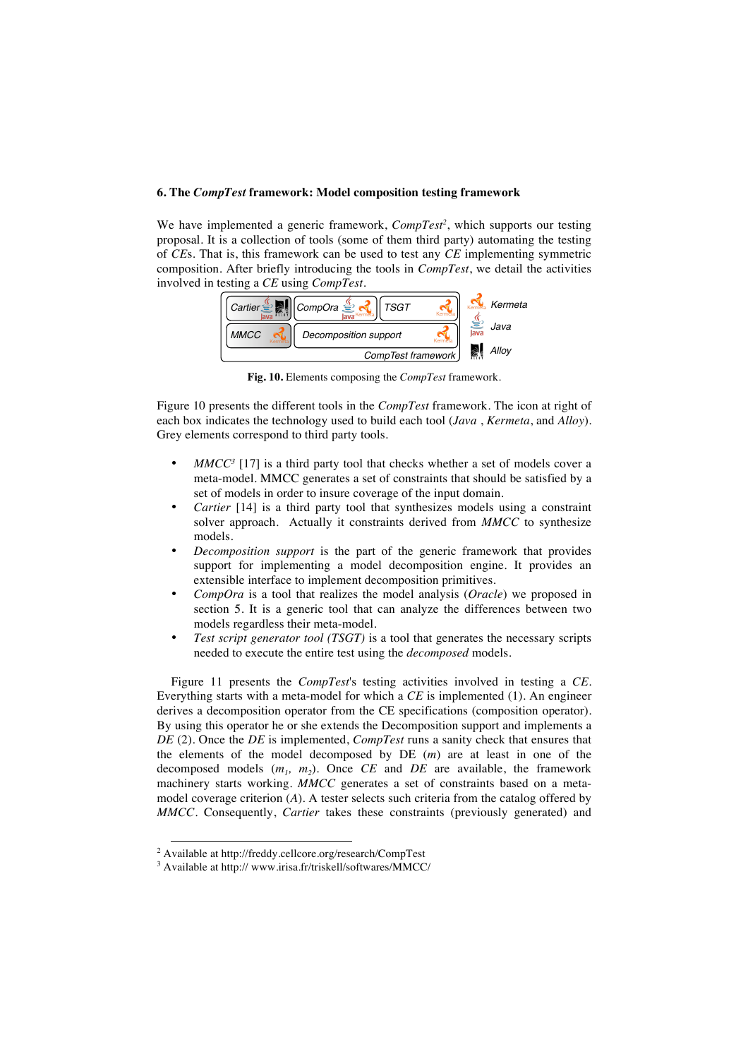## 6. The *CompTest* framework: Model composition testing framework

We have implemented a generic framework, *CompTest*[2], which supports our testing proposal. It is a collection of tools (some of them third party) automating the testing of *CE*s. That is, this framework can be used to test any *CE* implementing symmetric composition. After briefly introducing the tools in *CompTest*, we detail the activities involved in testing a *CE* using *CompTest*.

**Fig. 10.** Elements composing the *CompTest* framework.

Figure 10 presents the different tools in the *CompTest* framework. The icon at right of each box indicates the technology used to build each tool (*Java* , *Kermeta*, and *Alloy*). Grey elements correspond to third party tools.

- *MMCC*[3] [17] is a third party tool that checks whether a set of models cover a meta-model. MMCC generates a set of constraints that should be satisfied by a set of models in order to insure coverage of the input domain.
- *Cartier* [14] is a third party tool that synthesizes models using a constraint solver approach. Actually it constraints derived from *MMCC* to synthesize models.
- *Decomposition support* is the part of the generic framework that provides support for implementing a model decomposition engine. It provides an extensible interface to implement decomposition primitives.
- *CompOra* is a tool that realizes the model analysis (*Oracle*) we proposed in section 5. It is a generic tool that can analyze the differences between two models regardless their meta-model.
- *Test script generator tool (TSGT)* is a tool that generates the necessary scripts needed to execute the entire test using the *decomposed* models.

Figure 11 presents the *CompTest*'s testing activities involved in testing a *CE*. Everything starts with a meta-model for which a *CE* is implemented (1). An engineer derives a decomposition operator from the CE specifications (composition operator). By using this operator he or she extends the Decomposition support and implements a *DE* (2). Once the *DE* is implemented, *CompTest* runs a sanity check that ensures that the elements of the model decomposed by DE (*m*) are at least in one of the decomposed models ($m_1$, $m_2$). Once *CE* and *DE* are available, the framework machinery starts working. *MMCC* generates a set of constraints based on a meta-model coverage criterion (*A*). A tester selects such criteria from the catalog offered by *MMCC*. Consequently, *Cartier* takes these constraints (previously generated) and

[2] Available at http://freddy.cellcore.org/research/CompTest

[3] Available at http:// www.irisa.fr/triskell/softwares/MMCC/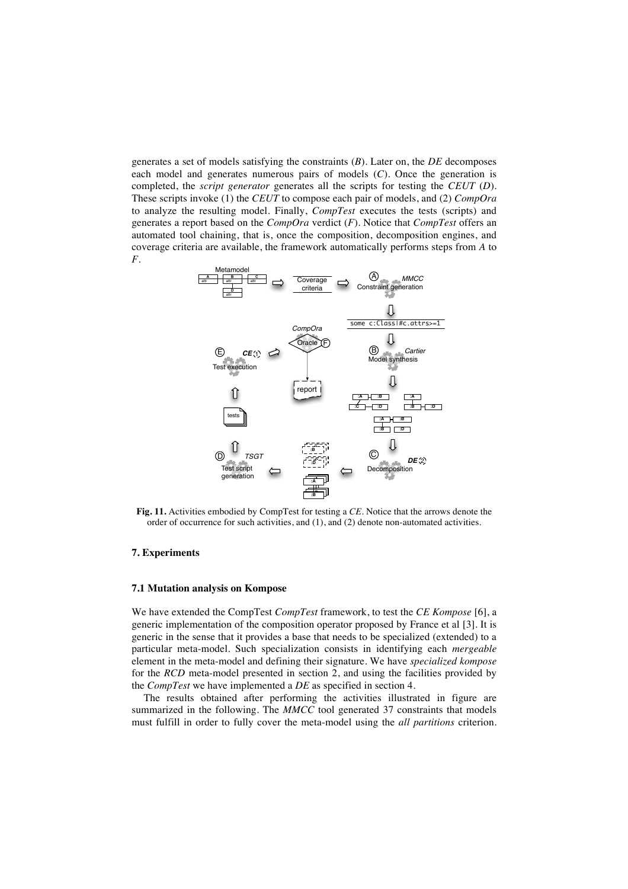generates a set of models satisfying the constraints (*B*). Later on, the *DE* decomposes each model and generates numerous pairs of models (*C*). Once the generation is completed, the *script generator* generates all the scripts for testing the *CEUT* (*D*). These scripts invoke (1) the *CEUT* to compose each pair of models, and (2) *CompOra* to analyze the resulting model. Finally, *CompTest* executes the tests (scripts) and generates a report based on the *CompOra* verdict (*F*). Notice that *CompTest* offers an automated tool chaining, that is, once the composition, decomposition engines, and coverage criteria are available, the framework automatically performs steps from *A* to *F*.

**Fig. 11.** Activities embodied by CompTest for testing a *CE*. Notice that the arrows denote the order of occurrence for such activities, and (1), and (2) denote non-automated activities.

## 7. Experiments

### 7.1 Mutation analysis on Kompose

We have extended the CompTest *CompTest* framework, to test the *CE Kompose* [6], a generic implementation of the composition operator proposed by France et al [3]. It is generic in the sense that it provides a base that needs to be specialized (extended) to a particular meta-model. Such specialization consists in identifying each *mergeable* element in the meta-model and defining their signature. We have *specialized kompose* for the *RCD* meta-model presented in section 2, and using the facilities provided by the *CompTest* we have implemented a *DE* as specified in section 4.

The results obtained after performing the activities illustrated in figure are summarized in the following. The *MMCC* tool generated 37 constraints that models must fulfill in order to fully cover the meta-model using the *all partitions* criterion.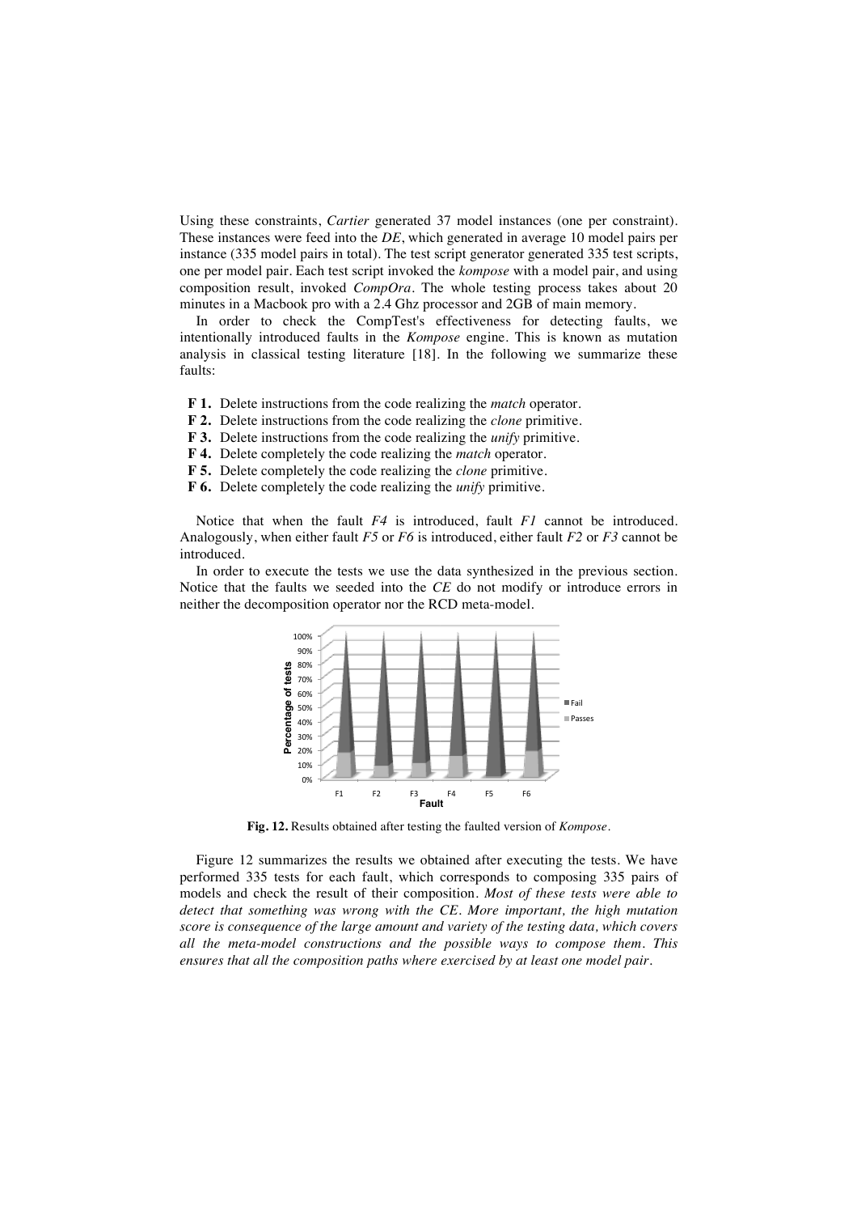Using these constraints, *Cartier* generated 37 model instances (one per constraint). These instances were feed into the *DE*, which generated in average 10 model pairs per instance (335 model pairs in total). The test script generator generated 335 test scripts, one per model pair. Each test script invoked the *kompose* with a model pair, and using composition result, invoked *CompOra*. The whole testing process takes about 20 minutes in a Macbook pro with a 2.4 Ghz processor and 2GB of main memory.

In order to check the CompTest's effectiveness for detecting faults, we intentionally introduced faults in the *Kompose* engine. This is known as mutation analysis in classical testing literature [18]. In the following we summarize these faults:

- **F 1.** Delete instructions from the code realizing the *match* operator.
- **F 2.** Delete instructions from the code realizing the *clone* primitive.
- **F 3.** Delete instructions from the code realizing the *unify* primitive.
- **F 4.** Delete completely the code realizing the *match* operator.
- **F 5.** Delete completely the code realizing the *clone* primitive.
- **F 6.** Delete completely the code realizing the *unify* primitive.

Notice that when the fault *F4* is introduced, fault *F1* cannot be introduced. Analogously, when either fault *F5* or *F6* is introduced, either fault *F2* or *F3* cannot be introduced.

In order to execute the tests we use the data synthesized in the previous section. Notice that the faults we seeded into the *CE* do not modify or introduce errors in neither the decomposition operator nor the RCD meta-model.

**Fig. 12.** Results obtained after testing the faulted version of *Kompose*.

Figure 12 summarizes the results we obtained after executing the tests. We have performed 335 tests for each fault, which corresponds to composing 335 pairs of models and check the result of their composition. *Most of these tests were able to detect that something was wrong with the CE. More important, the high mutation score is consequence of the large amount and variety of the testing data, which covers all the meta-model constructions and the possible ways to compose them. This ensures that all the composition paths where exercised by at least one model pair.*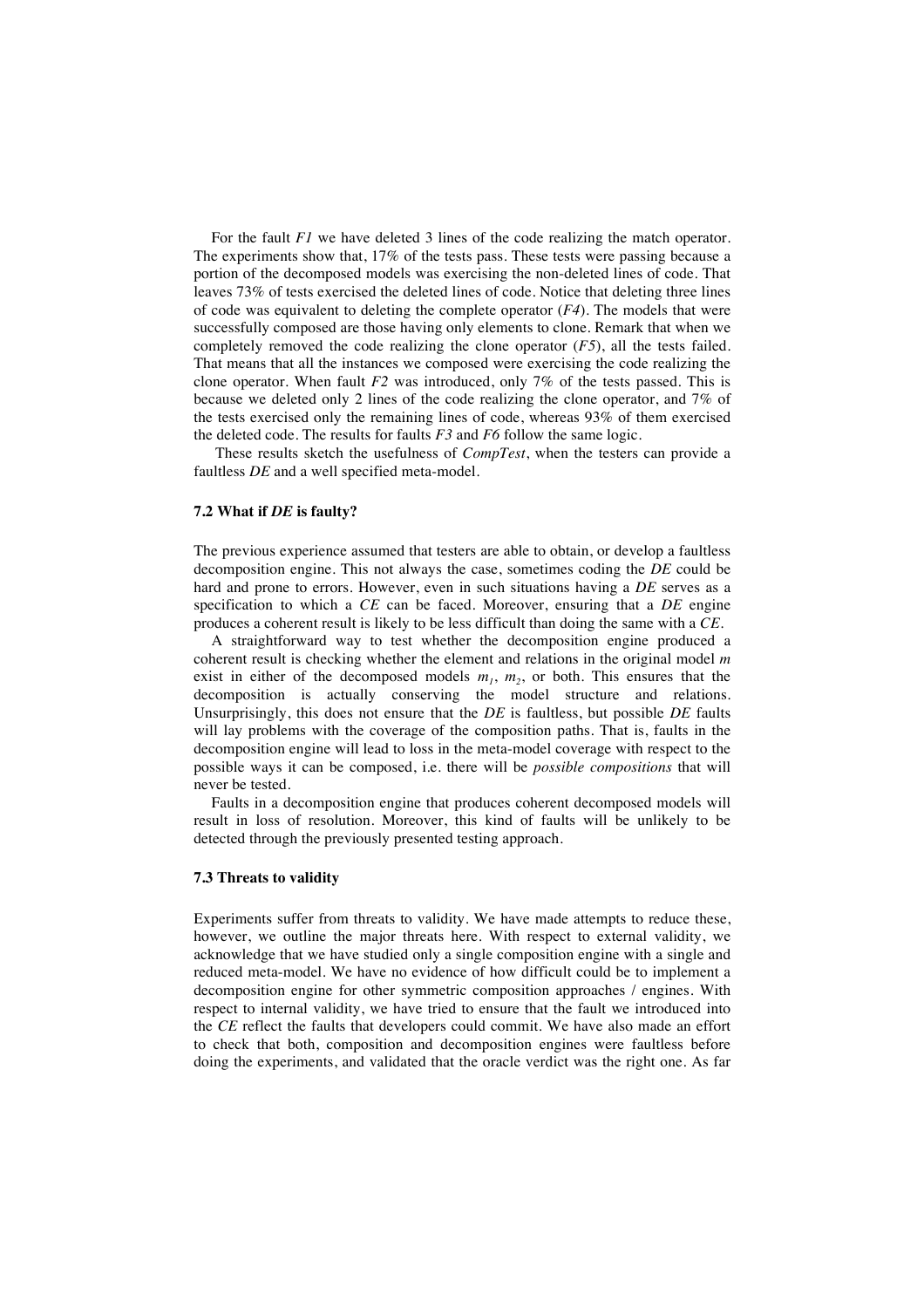For the fault *F1* we have deleted 3 lines of the code realizing the match operator. The experiments show that, 17% of the tests pass. These tests were passing because a portion of the decomposed models was exercising the non-deleted lines of code. That leaves 73% of tests exercised the deleted lines of code. Notice that deleting three lines of code was equivalent to deleting the complete operator (*F4*). The models that were successfully composed are those having only elements to clone. Remark that when we completely removed the code realizing the clone operator (*F5*), all the tests failed. That means that all the instances we composed were exercising the code realizing the clone operator. When fault *F2* was introduced, only 7% of the tests passed. This is because we deleted only 2 lines of the code realizing the clone operator, and 7% of the tests exercised only the remaining lines of code, whereas 93% of them exercised the deleted code. The results for faults *F3* and *F6* follow the same logic.

These results sketch the usefulness of *CompTest*, when the testers can provide a faultless *DE* and a well specified meta-model.

### 7.2 What if *DE* is faulty?

The previous experience assumed that testers are able to obtain, or develop a faultless decomposition engine. This not always the case, sometimes coding the *DE* could be hard and prone to errors. However, even in such situations having a *DE* serves as a specification to which a *CE* can be faced. Moreover, ensuring that a *DE* engine produces a coherent result is likely to be less difficult than doing the same with a *CE*.

A straightforward way to test whether the decomposition engine produced a coherent result is checking whether the element and relations in the original model *m* exist in either of the decomposed models $m_1$, $m_2$, or both. This ensures that the decomposition is actually conserving the model structure and relations. Unsurprisingly, this does not ensure that the *DE* is faultless, but possible *DE* faults will lay problems with the coverage of the composition paths. That is, faults in the decomposition engine will lead to loss in the meta-model coverage with respect to the possible ways it can be composed, i.e. there will be *possible compositions* that will never be tested.

Faults in a decomposition engine that produces coherent decomposed models will result in loss of resolution. Moreover, this kind of faults will be unlikely to be detected through the previously presented testing approach.

### 7.3 Threats to validity

Experiments suffer from threats to validity. We have made attempts to reduce these, however, we outline the major threats here. With respect to external validity, we acknowledge that we have studied only a single composition engine with a single and reduced meta-model. We have no evidence of how difficult could be to implement a decomposition engine for other symmetric composition approaches / engines. With respect to internal validity, we have tried to ensure that the fault we introduced into the *CE* reflect the faults that developers could commit. We have also made an effort to check that both, composition and decomposition engines were faultless before doing the experiments, and validated that the oracle verdict was the right one. As far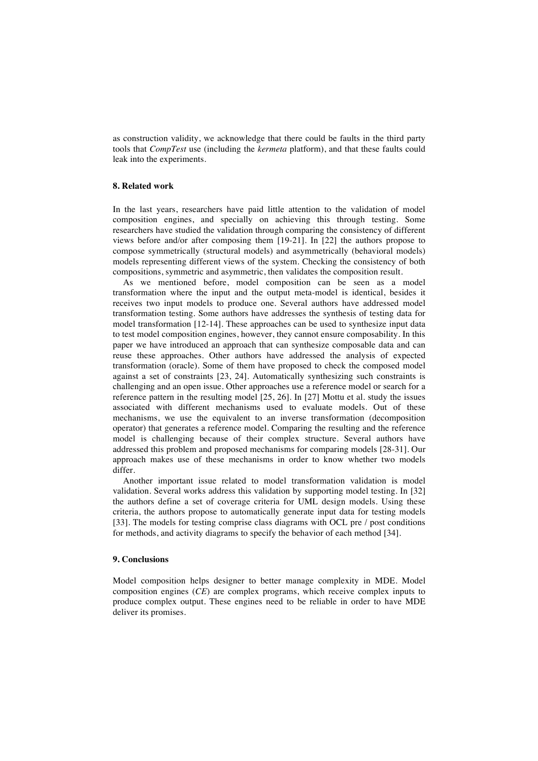as construction validity, we acknowledge that there could be faults in the third party tools that *CompTest* use (including the *kermeta* platform), and that these faults could leak into the experiments.

### 8. Related work

In the last years, researchers have paid little attention to the validation of model composition engines, and specially on achieving this through testing. Some researchers have studied the validation through comparing the consistency of different views before and/or after composing them [19-21]. In [22] the authors propose to compose symmetrically (structural models) and asymmetrically (behavioral models) models representing different views of the system. Checking the consistency of both compositions, symmetric and asymmetric, then validates the composition result.

As we mentioned before, model composition can be seen as a model transformation where the input and the output meta-model is identical, besides it receives two input models to produce one. Several authors have addressed model transformation testing. Some authors have addresses the synthesis of testing data for model transformation [12-14]. These approaches can be used to synthesize input data to test model composition engines, however, they cannot ensure composability. In this paper we have introduced an approach that can synthesize composable data and can reuse these approaches. Other authors have addressed the analysis of expected transformation (oracle). Some of them have proposed to check the composed model against a set of constraints [23, 24]. Automatically synthesizing such constraints is challenging and an open issue. Other approaches use a reference model or search for a reference pattern in the resulting model [25, 26]. In [27] Mottu et al. study the issues associated with different mechanisms used to evaluate models. Out of these mechanisms, we use the equivalent to an inverse transformation (decomposition operator) that generates a reference model. Comparing the resulting and the reference model is challenging because of their complex structure. Several authors have addressed this problem and proposed mechanisms for comparing models [28-31]. Our approach makes use of these mechanisms in order to know whether two models differ.

Another important issue related to model transformation validation is model validation. Several works address this validation by supporting model testing. In [32] the authors define a set of coverage criteria for UML design models. Using these criteria, the authors propose to automatically generate input data for testing models [33]. The models for testing comprise class diagrams with OCL pre / post conditions for methods, and activity diagrams to specify the behavior of each method [34].

### 9. Conclusions

Model composition helps designer to better manage complexity in MDE. Model composition engines (*CE*) are complex programs, which receive complex inputs to produce complex output. These engines need to be reliable in order to have MDE deliver its promises.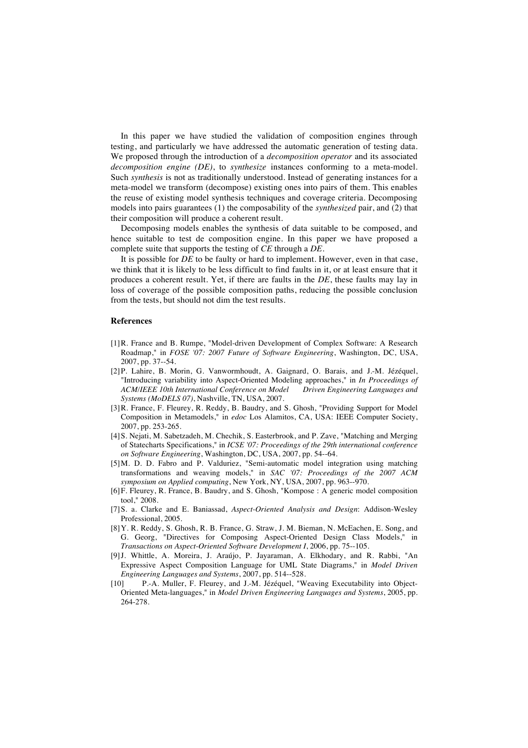In this paper we have studied the validation of composition engines through testing, and particularly we have addressed the automatic generation of testing data. We proposed through the introduction of a *decomposition operator* and its associated *decomposition engine (DE)*, to *synthesize* instances conforming to a meta-model. Such *synthesis* is not as traditionally understood. Instead of generating instances for a meta-model we transform (decompose) existing ones into pairs of them. This enables the reuse of existing model synthesis techniques and coverage criteria. Decomposing models into pairs guarantees (1) the composability of the *synthesized* pair, and (2) that their composition will produce a coherent result.

Decomposing models enables the synthesis of data suitable to be composed, and hence suitable to test de composition engine. In this paper we have proposed a complete suite that supports the testing of *CE* through a *DE*.

It is possible for *DE* to be faulty or hard to implement. However, even in that case, we think that it is likely to be less difficult to find faults in it, or at least ensure that it produces a coherent result. Yet, if there are faults in the *DE*, these faults may lay in loss of coverage of the possible composition paths, reducing the possible conclusion from the tests, but should not dim the test results.

## References

[1] R. France and B. Rumpe, "Model-driven Development of Complex Software: A Research Roadmap," in *FOSE '07: 2007 Future of Software Engineering*, Washington, DC, USA, 2007, pp. 37--54.

[2] P. Lahire, B. Morin, G. Vanwormhoudt, A. Gaignard, O. Barais, and J.-M. Jézéquel, "Introducing variability into Aspect-Oriented Modeling approaches," in *In Proceedings of ACM/IEEE 10th International Conference on Model Driven Engineering Languages and Systems (MoDELS 07)*, Nashville, TN, USA, 2007.

[3] R. France, F. Fleurey, R. Reddy, B. Baudry, and S. Ghosh, "Providing Support for Model Composition in Metamodels," in *edoc* Los Alamitos, CA, USA: IEEE Computer Society, 2007, pp. 253-265.

[4] S. Nejati, M. Sabetzadeh, M. Chechik, S. Easterbrook, and P. Zave, "Matching and Merging of Statecharts Specifications," in *ICSE '07: Proceedings of the 29th international conference on Software Engineering*, Washington, DC, USA, 2007, pp. 54--64.

[5] M. D. D. Fabro and P. Valduriez, "Semi-automatic model integration using matching transformations and weaving models," in *SAC '07: Proceedings of the 2007 ACM symposium on Applied computing*, New York, NY, USA, 2007, pp. 963--970.

[6] F. Fleurey, R. France, B. Baudry, and S. Ghosh, "Kompose : A generic model composition tool," 2008.

[7] S. a. Clarke and E. Baniassad, *Aspect-Oriented Analysis and Design*: Addison-Wesley Professional, 2005.

[8] Y. R. Reddy, S. Ghosh, R. B. France, G. Straw, J. M. Bieman, N. McEachen, E. Song, and G. Georg, "Directives for Composing Aspect-Oriented Design Class Models," in *Transactions on Aspect-Oriented Software Development I*, 2006, pp. 75--105.

[9] J. Whittle, A. Moreira, J. Araújo, P. Jayaraman, A. Elkhodary, and R. Rabbi, "An Expressive Aspect Composition Language for UML State Diagrams," in *Model Driven Engineering Languages and Systems*, 2007, pp. 514--528.

[10] P.-A. Muller, F. Fleurey, and J.-M. Jézéquel, "Weaving Executability into Object-Oriented Meta-languages," in *Model Driven Engineering Languages and Systems*, 2005, pp. 264-278.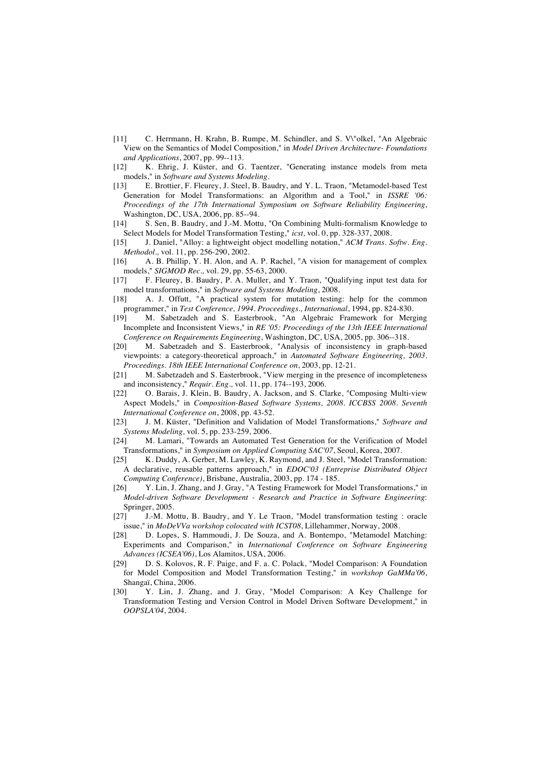[11] C. Herrmann, H. Krahn, B. Rumpe, M. Schindler, and S. V\"olkel, "An Algebraic View on the Semantics of Model Composition," in *Model Driven Architecture- Foundations and Applications*, 2007, pp. 99--113.

[12] K. Ehrig, J. Küster, and G. Taentzer, "Generating instance models from meta models," in *Software and Systems Modeling*.

[13] E. Brottier, F. Fleurey, J. Steel, B. Baudry, and Y. L. Traon, "Metamodel-based Test Generation for Model Transformations: an Algorithm and a Tool," in *ISSRE '06: Proceedings of the 17th International Symposium on Software Reliability Engineering*, Washington, DC, USA, 2006, pp. 85--94.

[14] S. Sen, B. Baudry, and J.-M. Mottu, "On Combining Multi-formalism Knowledge to Select Models for Model Transformation Testing," *icst*, vol. 0, pp. 328-337, 2008.

[15] J. Daniel, "Alloy: a lightweight object modelling notation," *ACM Trans. Softw. Eng. Methodol.*, vol. 11, pp. 256-290, 2002.

[16] A. B. Phillip, Y. H. Alon, and A. P. Rachel, "A vision for management of complex models," *SIGMOD Rec.*, vol. 29, pp. 55-63, 2000.

[17] F. Fleurey, B. Baudry, P. A. Muller, and Y. Traon, "Qualifying input test data for model transformations," in *Software and Systems Modeling*, 2008.

[18] A. J. Offutt, "A practical system for mutation testing: help for the common programmer," in *Test Conference, 1994. Proceedings., International*, 1994, pp. 824-830.

[19] M. Sabetzadeh and S. Easterbrook, "An Algebraic Framework for Merging Incomplete and Inconsistent Views," in *RE '05: Proceedings of the 13th IEEE International Conference on Requirements Engineering*, Washington, DC, USA, 2005, pp. 306--318.

[20] M. Sabetzadeh and S. Easterbrook, "Analysis of inconsistency in graph-based viewpoints: a category-theoretical approach," in *Automated Software Engineering, 2003. Proceedings. 18th IEEE International Conference on*, 2003, pp. 12-21.

[21] M. Sabetzadeh and S. Easterbrook, "View merging in the presence of incompleteness and inconsistency," *Requir. Eng.*, vol. 11, pp. 174--193, 2006.

[22] O. Barais, J. Klein, B. Baudry, A. Jackson, and S. Clarke, "Composing Multi-view Aspect Models," in *Composition-Based Software Systems, 2008. ICCBSS 2008. Seventh International Conference on*, 2008, pp. 43-52.

[23] J. M. Küster, "Definition and Validation of Model Transformations," *Software and Systems Modeling*, vol. 5, pp. 233-259, 2006.

[24] M. Lamari, "Towards an Automated Test Generation for the Verification of Model Transformations," in *Symposium on Applied Computing SAC'07*, Seoul, Korea, 2007.

[25] K. Duddy, A. Gerber, M. Lawley, K. Raymond, and J. Steel, "Model Transformation: A declarative, reusable patterns approach," in *EDOC'03 (Entreprise Distributed Object Computing Conference)*, Brisbane, Australia, 2003, pp. 174 - 185.

[26] Y. Lin, J. Zhang, and J. Gray, "A Testing Framework for Model Transformations," in *Model-driven Software Development - Research and Practice in Software Engineering*: Springer, 2005.

[27] J.-M. Mottu, B. Baudry, and Y. Le Traon, "Model transformation testing : oracle issue," in *MoDeVVa workshop colocated with ICST08*, Lillehammer, Norway, 2008.

[28] D. Lopes, S. Hammoudi, J. De Souza, and A. Bontempo, "Metamodel Matching: Experiments and Comparison," in *International Conference on Software Engineering Advances (ICSEA'06)*, Los Alamitos, USA, 2006.

[29] D. S. Kolovos, R. F. Paige, and F. a. C. Polack, "Model Comparison: A Foundation for Model Composition and Model Transformation Testing," in *workshop GaMMa'06*, Shangaï, China, 2006.

[30] Y. Lin, J. Zhang, and J. Gray, "Model Comparison: A Key Challenge for Transformation Testing and Version Control in Model Driven Software Development," in *OOPSLA'04*, 2004.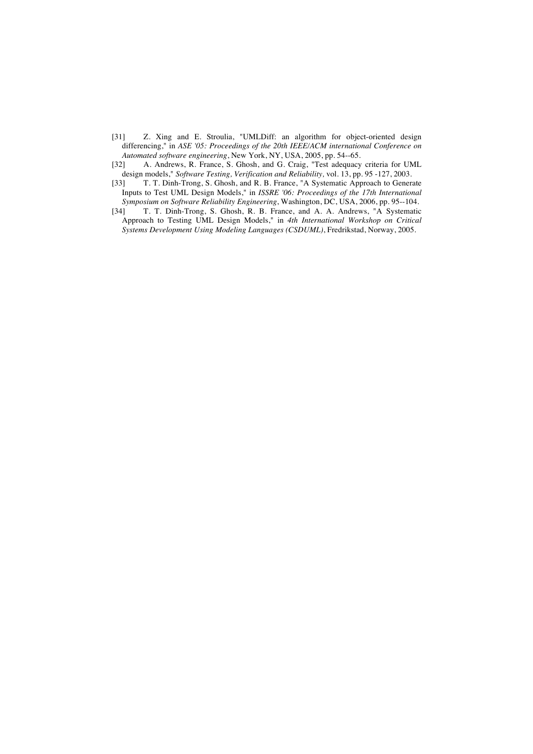[31] Z. Xing and E. Stroulia, "UMLDiff: an algorithm for object-oriented design differencing," in *ASE '05: Proceedings of the 20th IEEE/ACM international Conference on Automated software engineering*, New York, NY, USA, 2005, pp. 54--65.

[32] A. Andrews, R. France, S. Ghosh, and G. Craig, "Test adequacy criteria for UML design models," *Software Testing, Verification and Reliability,* vol. 13, pp. 95 -127, 2003.

[33] T. T. Dinh-Trong, S. Ghosh, and R. B. France, "A Systematic Approach to Generate Inputs to Test UML Design Models," in *ISSRE '06: Proceedings of the 17th International Symposium on Software Reliability Engineering*, Washington, DC, USA, 2006, pp. 95--104.

[34] T. T. Dinh-Trong, S. Ghosh, R. B. France, and A. A. Andrews, "A Systematic Approach to Testing UML Design Models," in *4th International Workshop on Critical Systems Development Using Modeling Languages (CSDUML)*, Fredrikstad, Norway, 2005.